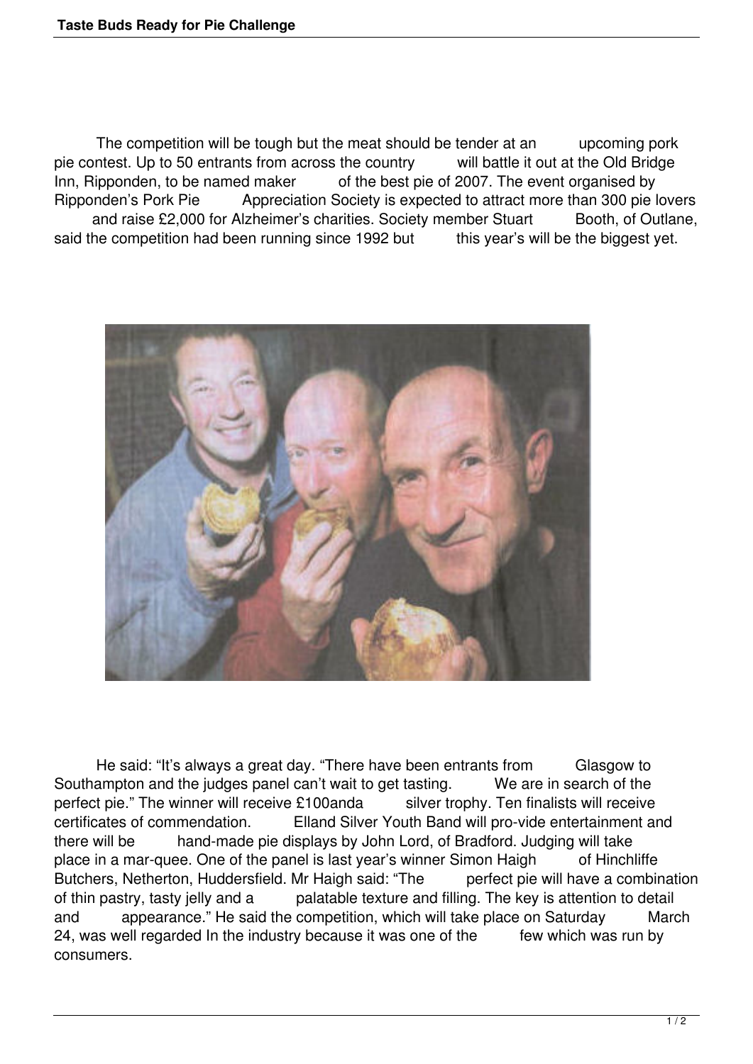The competition will be tough but the meat should be tender at an upcoming pork pie contest. Up to 50 entrants from across the country will battle it out at the Old Bridge Inn, Ripponden, to be named maker of the best pie of 2007. The event organised by Ripponden's Pork Pie Appreciation Society is expected to attract more than 300 pie lovers and raise £2,000 for Alzheimer's charities. Society member Stuart Booth, of Outlane, said the competition had been running since 1992 but this year's will be the biggest yet.

He said: "It's always a great day. "There have been entrants from Glasgow to Southampton and the judges panel can't wait to get tasting. We are in search of the perfect pie." The winner will receive £100anda silver trophy. Ten finalists will receive certificates of commendation. Elland Silver Youth Band will pro-vide entertainment and there will be hand-made pie displays by John Lord, of Bradford. Judging will take place in a mar-quee. One of the panel is last year's winner Simon Haigh of Hinchliffe Butchers, Netherton, Huddersfield. Mr Haigh said: "The perfect pie will have a combination of thin pastry, tasty jelly and a palatable texture and filling. The key is attention to detail and appearance." He said the competition, which will take place on Saturday March 24, was well regarded In the industry because it was one of the few which was run by consumers.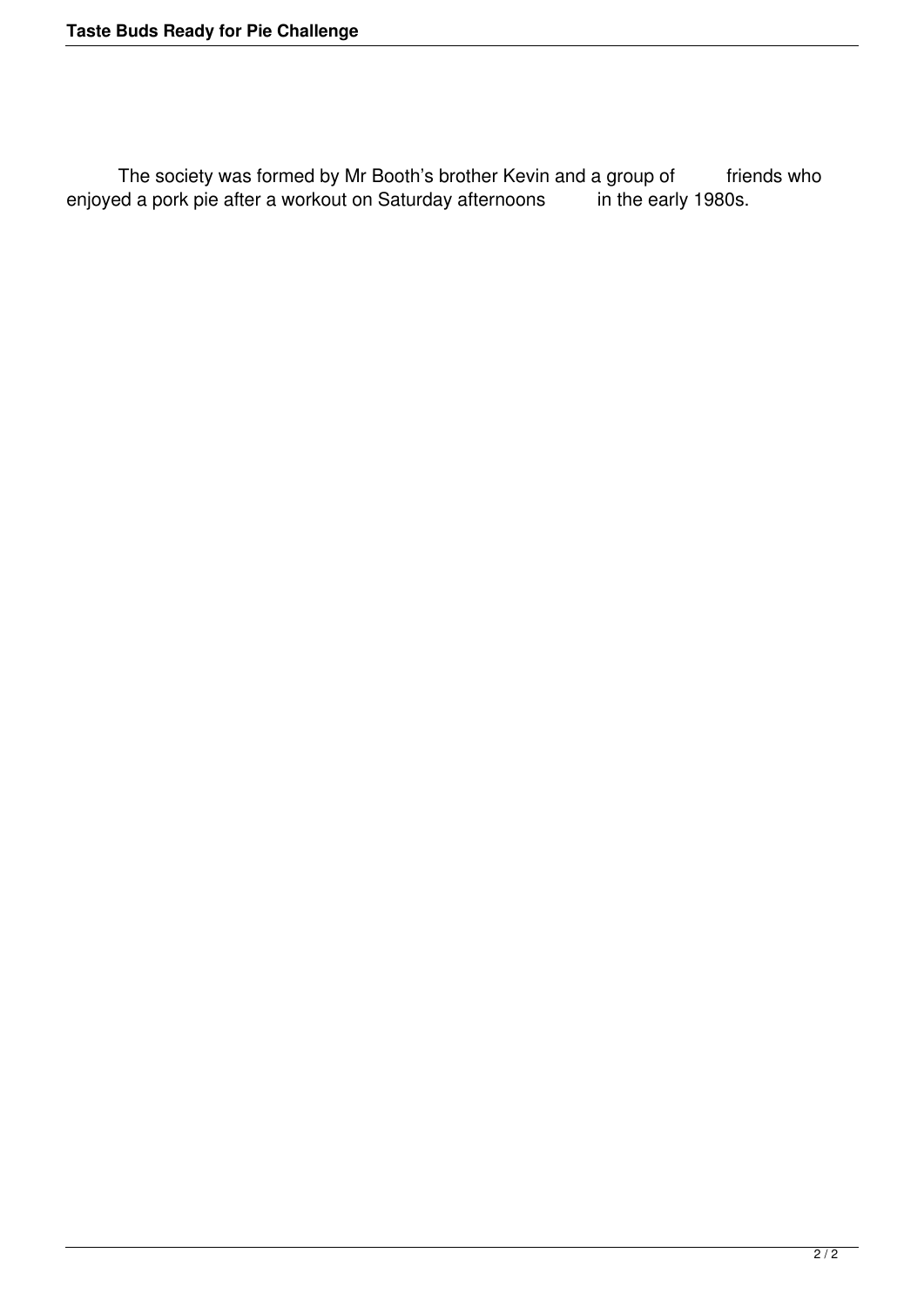The society was formed by Mr Booth's brother Kevin and a group of friends who enjoyed a pork pie after a workout on Saturday afternoons in the early 1980s.